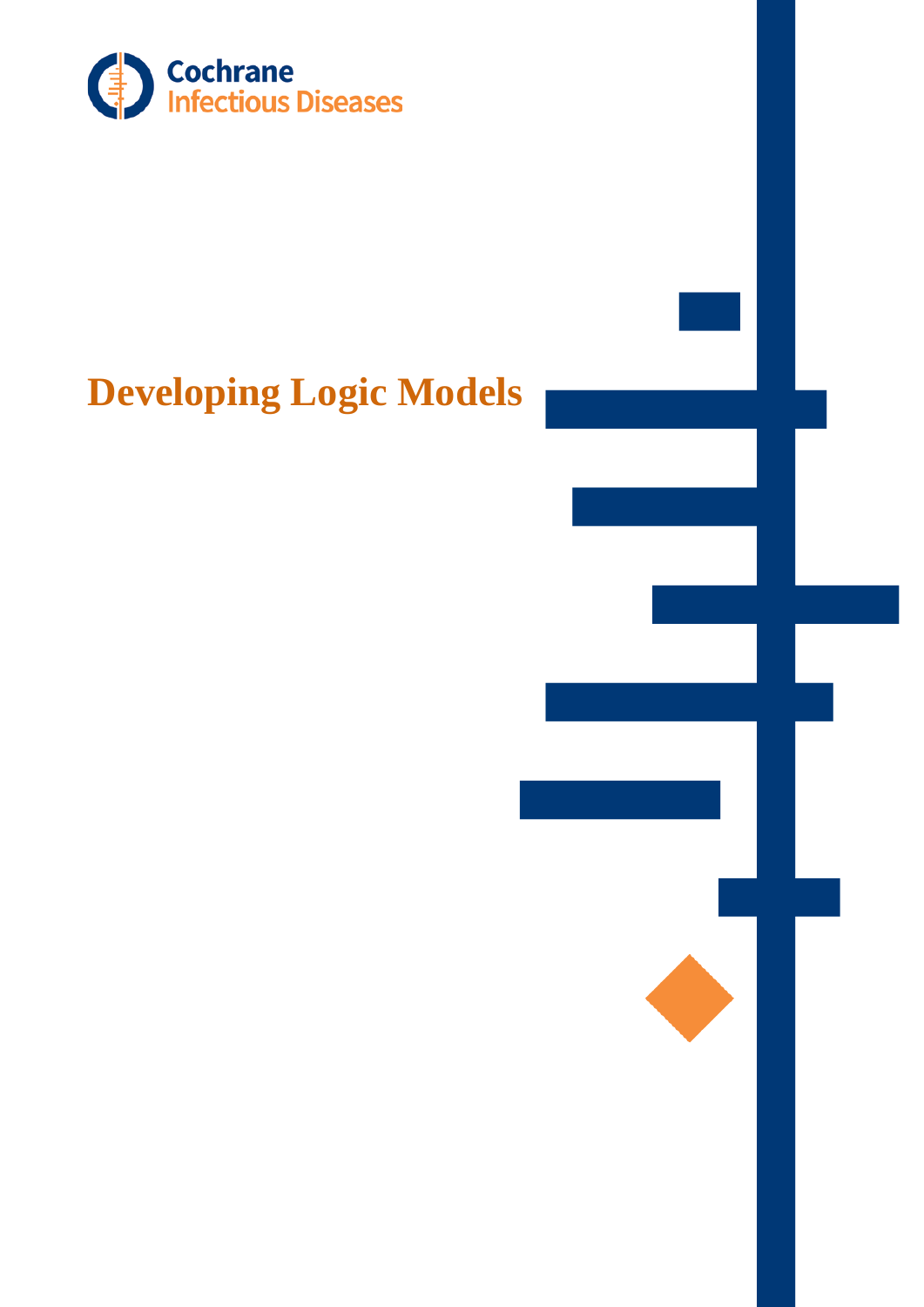Cochrane
Infectious Diseases

# Developing Logic Models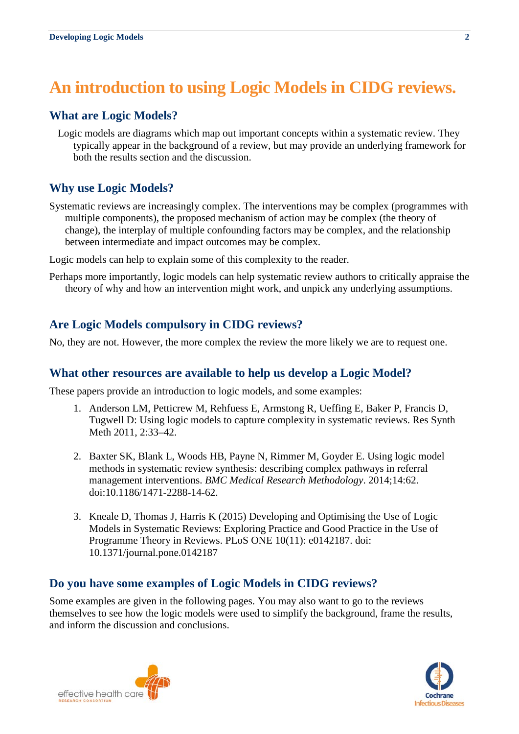# An introduction to using Logic Models in CIDG reviews.

## What are Logic Models?

Logic models are diagrams which map out important concepts within a systematic review. They typically appear in the background of a review, but may provide an underlying framework for both the results section and the discussion.

## Why use Logic Models?

Systematic reviews are increasingly complex. The interventions may be complex (programmes with multiple components), the proposed mechanism of action may be complex (the theory of change), the interplay of multiple confounding factors may be complex, and the relationship between intermediate and impact outcomes may be complex.

Logic models can help to explain some of this complexity to the reader.

Perhaps more importantly, logic models can help systematic review authors to critically appraise the theory of why and how an intervention might work, and unpick any underlying assumptions.

## Are Logic Models compulsory in CIDG reviews?

No, they are not. However, the more complex the review the more likely we are to request one.

## What other resources are available to help us develop a Logic Model?

These papers provide an introduction to logic models, and some examples:

1. Anderson LM, Petticrew M, Rehfuess E, Armstong R, Ueffing E, Baker P, Francis D, Tugwell D: Using logic models to capture complexity in systematic reviews. Res Synth Meth 2011, 2:33–42.

2. Baxter SK, Blank L, Woods HB, Payne N, Rimmer M, Goyder E. Using logic model methods in systematic review synthesis: describing complex pathways in referral management interventions. *BMC Medical Research Methodology*. 2014;14:62. doi:10.1186/1471-2288-14-62.

3. Kneale D, Thomas J, Harris K (2015) Developing and Optimising the Use of Logic Models in Systematic Reviews: Exploring Practice and Good Practice in the Use of Programme Theory in Reviews. PLoS ONE 10(11): e0142187. doi: 10.1371/journal.pone.0142187

## Do you have some examples of Logic Models in CIDG reviews?

Some examples are given in the following pages. You may also want to go to the reviews themselves to see how the logic models were used to simplify the background, frame the results, and inform the discussion and conclusions.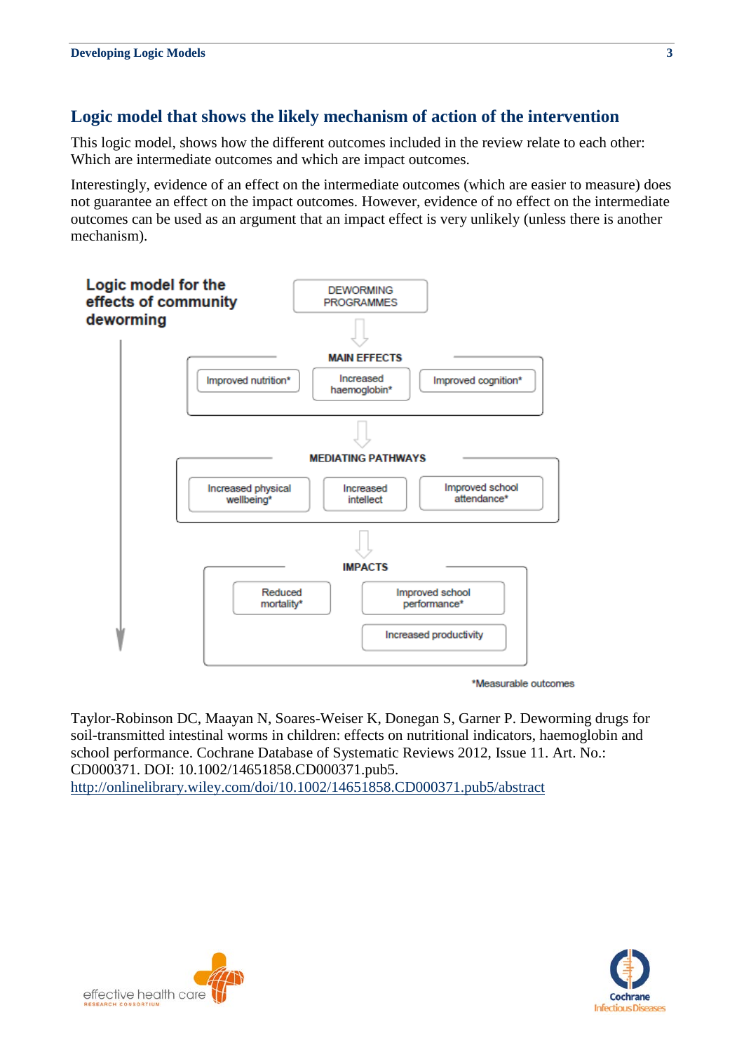## Logic model that shows the likely mechanism of action of the intervention

This logic model, shows how the different outcomes included in the review relate to each other: Which are intermediate outcomes and which are impact outcomes.

Interestingly, evidence of an effect on the intermediate outcomes (which are easier to measure) does not guarantee an effect on the impact outcomes. However, evidence of no effect on the intermediate outcomes can be used as an argument that an impact effect is very unlikely (unless there is another mechanism).

**Logic model for the effects of community deworming**

DEWORMING PROGRAMMES

↓

**MAIN EFFECTS**

- Improved nutrition*
- Increased haemoglobin*
- Improved cognition*

↓

**MEDIATING PATHWAYS**

- Increased physical wellbeing*
- Increased intellect
- Improved school attendance*

↓

**IMPACTS**

- Reduced mortality*
- Improved school performance*
- Increased productivity

*Measurable outcomes

Taylor-Robinson DC, Maayan N, Soares-Weiser K, Donegan S, Garner P. Deworming drugs for soil-transmitted intestinal worms in children: effects on nutritional indicators, haemoglobin and school performance. Cochrane Database of Systematic Reviews 2012, Issue 11. Art. No.: CD000371. DOI: 10.1002/14651858.CD000371.pub5.
http://onlinelibrary.wiley.com/doi/10.1002/14651858.CD000371.pub5/abstract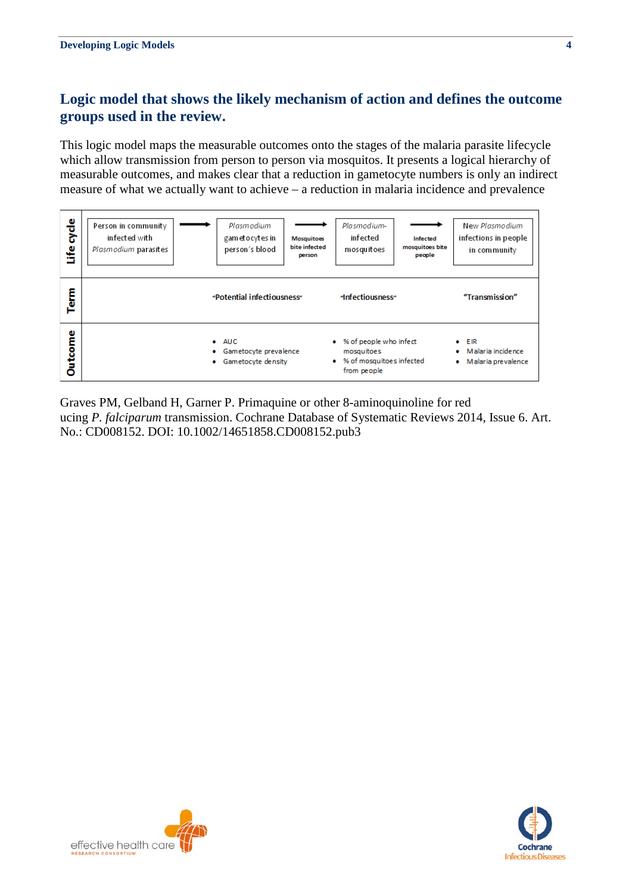## Logic model that shows the likely mechanism of action and defines the outcome groups used in the review.

This logic model maps the measurable outcomes onto the stages of the malaria parasite lifecycle which allow transmission from person to person via mosquitos. It presents a logical hierarchy of measurable outcomes, and makes clear that a reduction in gametocyte numbers is only an indirect measure of what we actually want to achieve – a reduction in malaria incidence and prevalence

| | | | | | | | |
|---|---|---|---|---|---|---|---|
| **Life cycle** | Person in community infected with *Plasmodium* parasites → | *Plasmodium* gametocytes in person's blood | **Mosquitoes bite infected person** → | *Plasmodium*-infected mosquitoes | **Infected mosquitoes bite people** → | New *Plasmodium* infections in people in community |
| **Term** | | "Potential infectiousness" | | "Infectiousness" | | "Transmission" |
| **Outcome** | | • AUC<br>• Gametocyte prevalence<br>• Gametocyte density | | • % of people who infect mosquitoes<br>• % of mosquitoes infected from people | | • EIR<br>• Malaria incidence<br>• Malaria prevalence |

Graves PM, Gelband H, Garner P. Primaquine or other 8-aminoquinoline for red ucing *P. falciparum* transmission. Cochrane Database of Systematic Reviews 2014, Issue 6. Art. No.: CD008152. DOI: 10.1002/14651858.CD008152.pub3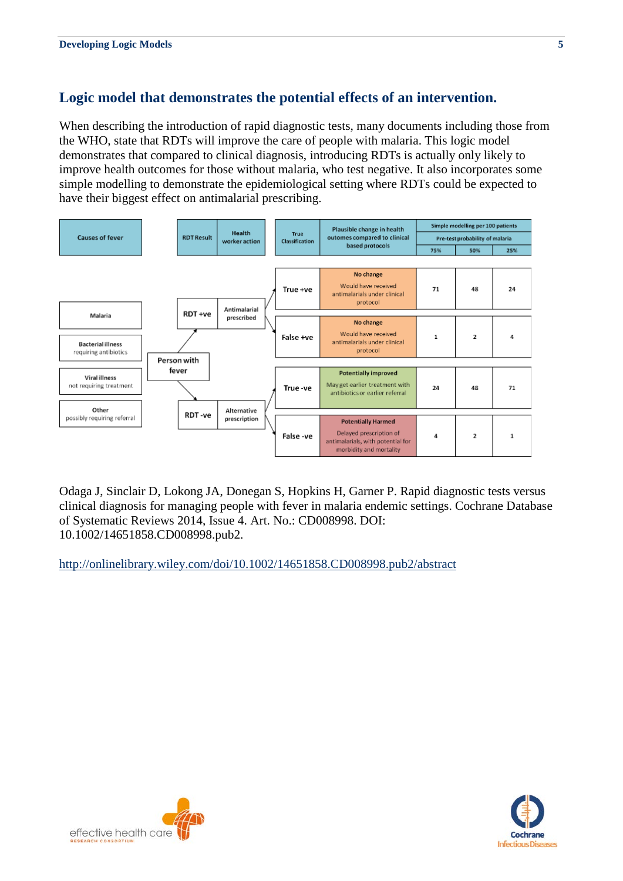## Logic model that demonstrates the potential effects of an intervention.

When describing the introduction of rapid diagnostic tests, many documents including those from the WHO, state that RDTs will improve the care of people with malaria. This logic model demonstrates that compared to clinical diagnosis, introducing RDTs is actually only likely to improve health outcomes for those without malaria, who test negative. It also incorporates some simple modelling to demonstrate the epidemiological setting where RDTs could be expected to have their biggest effect on antimalarial prescribing.

**Causes of fever:**

- **Malaria**
- **Bacterial illness** – requiring antibiotics
- **Viral illness** – not requiring treatment
- **Other** – possibly requiring referral

**Person with fever** → RDT result → Health worker action:

- **RDT +ve** → Antimalarial prescribed
- **RDT -ve** → Alternative prescription

| RDT Result | Health worker action | True Classification | Plausible change in health outcomes compared to clinical based protocols | Simple modelling per 100 patients: Pre-test probability of malaria 75% | 50% | 25% |
|---|---|---|---|---|---|---|
| RDT +ve | Antimalarial prescribed | True +ve | **No change** – Would have received antimalarials under clinical protocol | 71 | 48 | 24 |
| RDT +ve | Antimalarial prescribed | False +ve | **No change** – Would have received antimalarials under clinical protocol | 1 | 2 | 4 |
| RDT -ve | Alternative prescription | True -ve | **Potentially improved** – May get earlier treatment with antibiotics or earlier referral | 24 | 48 | 71 |
| RDT -ve | Alternative prescription | False -ve | **Potentially Harmed** – Delayed prescription of antimalarials, with potential for morbidity and mortality | 4 | 2 | 1 |

Odaga J, Sinclair D, Lokong JA, Donegan S, Hopkins H, Garner P. Rapid diagnostic tests versus clinical diagnosis for managing people with fever in malaria endemic settings. Cochrane Database of Systematic Reviews 2014, Issue 4. Art. No.: CD008998. DOI: 10.1002/14651858.CD008998.pub2.

http://onlinelibrary.wiley.com/doi/10.1002/14651858.CD008998.pub2/abstract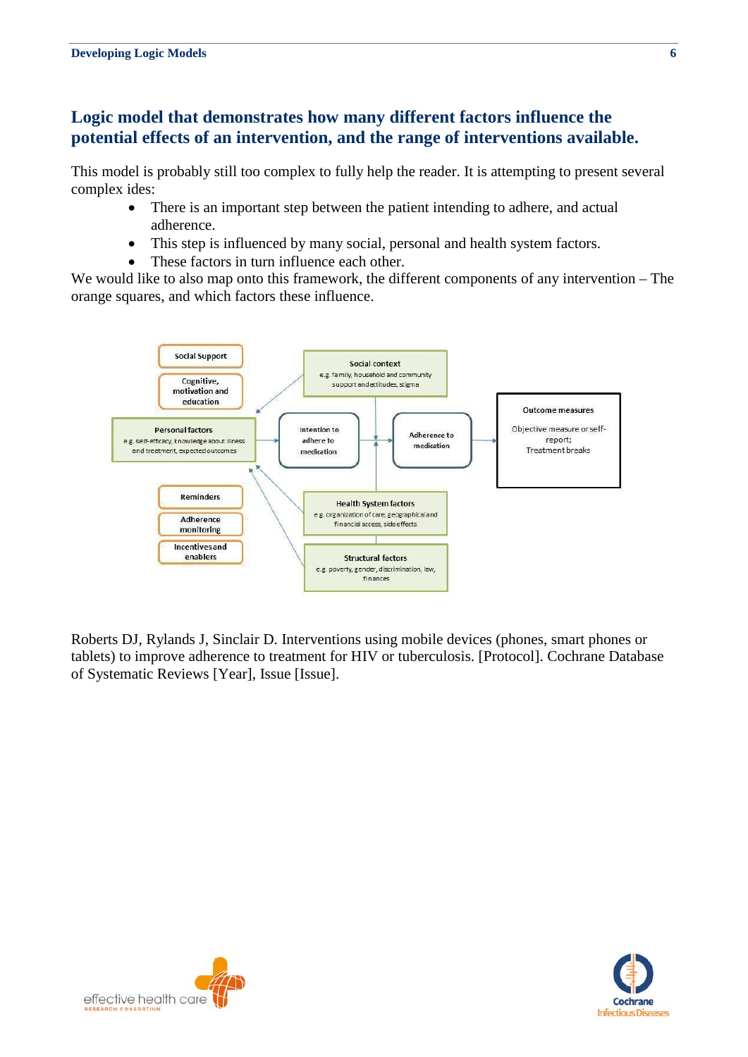## Logic model that demonstrates how many different factors influence the potential effects of an intervention, and the range of interventions available.

This model is probably still too complex to fully help the reader. It is attempting to present several complex ides:

- There is an important step between the patient intending to adhere, and actual adherence.
- This step is influenced by many social, personal and health system factors.
- These factors in turn influence each other.

We would like to also map onto this framework, the different components of any intervention – The orange squares, and which factors these influence.

Social Support

Cognitive, motivation and education

Personal factors
e.g. self-efficacy, knowledge about illness and treatment, expected outcomes

Reminders

Adherence monitoring

Incentives and enablers

Social context
e.g. family, household and community support and attitudes, stigma

Intention to adhere to medication

Adherence to medication

Health System factors
e.g. organization of care, geographical and financial access, side effects

Structural factors
e.g. poverty, gender, discrimination, law, finances

Outcome measures

Objective measure or self-report;
Treatment breaks

Roberts DJ, Rylands J, Sinclair D. Interventions using mobile devices (phones, smart phones or tablets) to improve adherence to treatment for HIV or tuberculosis. [Protocol]. Cochrane Database of Systematic Reviews [Year], Issue [Issue].